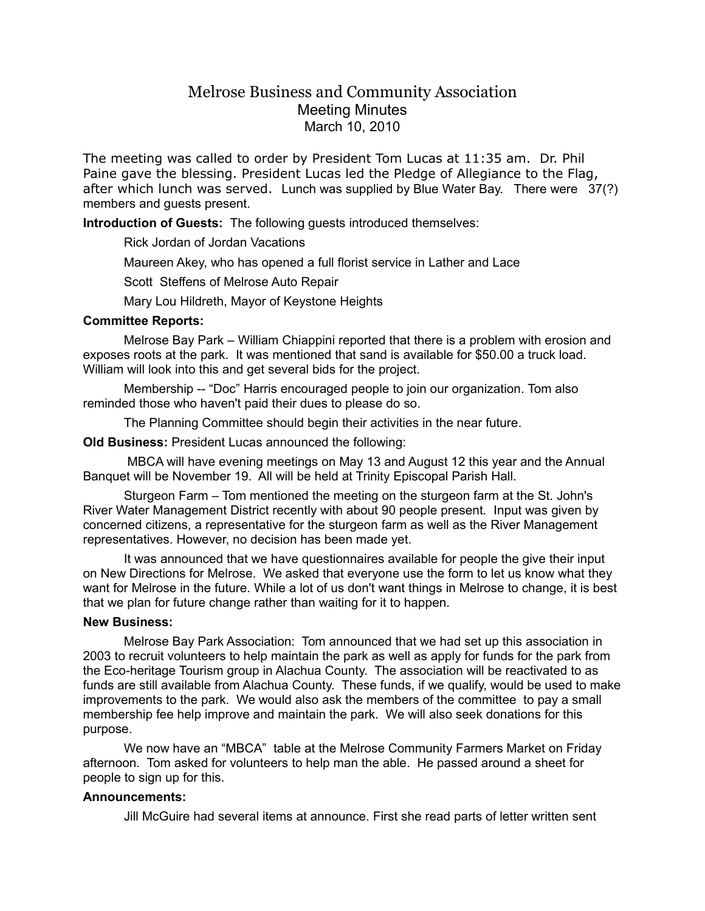# Melrose Business and Community Association

## Meeting Minutes

March 10, 2010

The meeting was called to order by President Tom Lucas at 11:35 am. Dr. Phil Paine gave the blessing. President Lucas led the Pledge of Allegiance to the Flag, after which lunch was served. Lunch was supplied by Blue Water Bay. There were 37(?) members and guests present.

**Introduction of Guests:** The following guests introduced themselves:

Rick Jordan of Jordan Vacations

Maureen Akey, who has opened a full florist service in Lather and Lace

Scott Steffens of Melrose Auto Repair

Mary Lou Hildreth, Mayor of Keystone Heights

**Committee Reports:**

Melrose Bay Park – William Chiappini reported that there is a problem with erosion and exposes roots at the park. It was mentioned that sand is available for $50.00 a truck load. William will look into this and get several bids for the project.

Membership -- "Doc" Harris encouraged people to join our organization. Tom also reminded those who haven't paid their dues to please do so.

The Planning Committee should begin their activities in the near future.

**Old Business:** President Lucas announced the following:

MBCA will have evening meetings on May 13 and August 12 this year and the Annual Banquet will be November 19. All will be held at Trinity Episcopal Parish Hall.

Sturgeon Farm – Tom mentioned the meeting on the sturgeon farm at the St. John's River Water Management District recently with about 90 people present. Input was given by concerned citizens, a representative for the sturgeon farm as well as the River Management representatives. However, no decision has been made yet.

It was announced that we have questionnaires available for people the give their input on New Directions for Melrose. We asked that everyone use the form to let us know what they want for Melrose in the future. While a lot of us don't want things in Melrose to change, it is best that we plan for future change rather than waiting for it to happen.

**New Business:**

Melrose Bay Park Association: Tom announced that we had set up this association in 2003 to recruit volunteers to help maintain the park as well as apply for funds for the park from the Eco-heritage Tourism group in Alachua County. The association will be reactivated to as funds are still available from Alachua County. These funds, if we qualify, would be used to make improvements to the park. We would also ask the members of the committee to pay a small membership fee help improve and maintain the park. We will also seek donations for this purpose.

We now have an "MBCA" table at the Melrose Community Farmers Market on Friday afternoon. Tom asked for volunteers to help man the able. He passed around a sheet for people to sign up for this.

**Announcements:**

Jill McGuire had several items at announce. First she read parts of letter written sent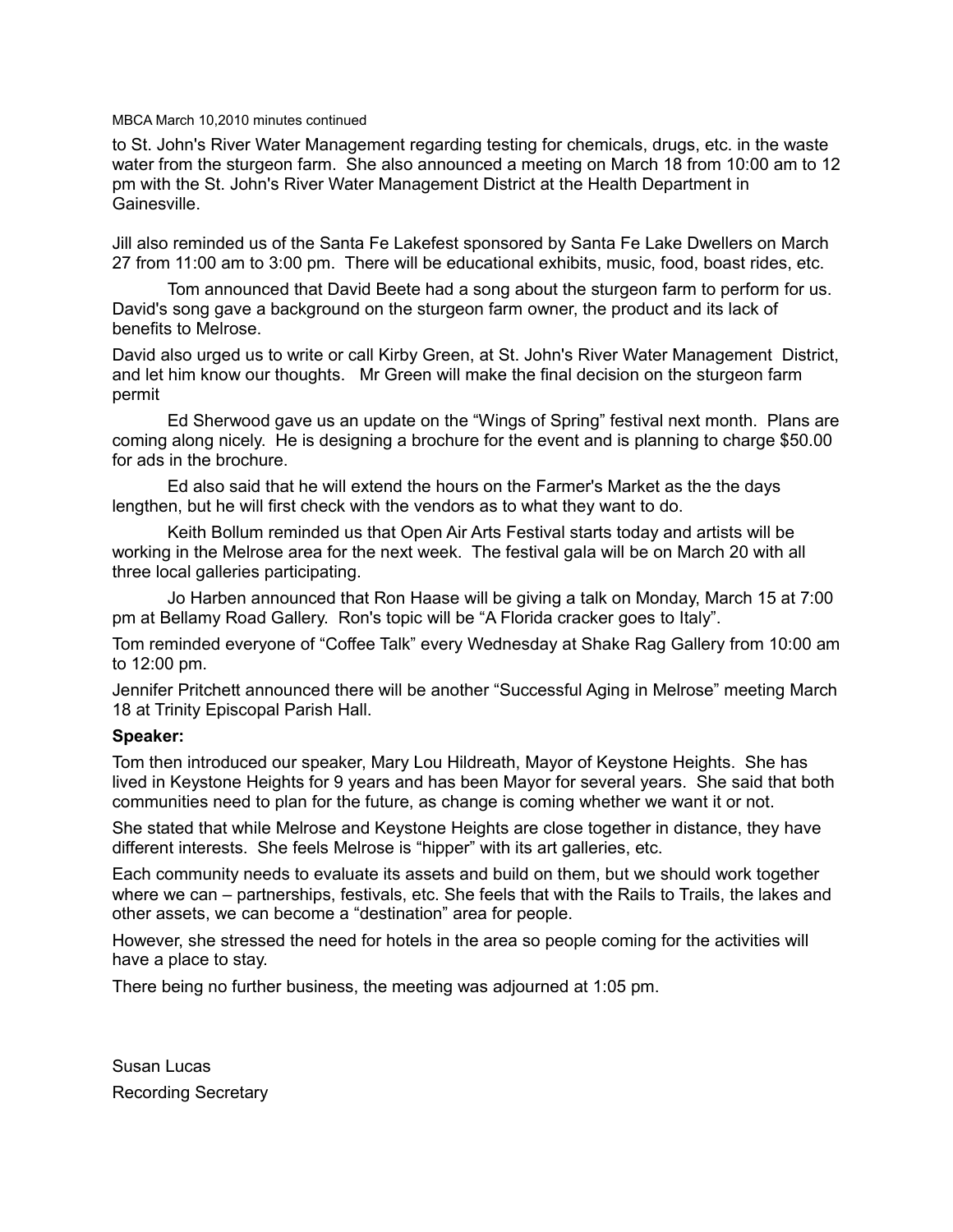MBCA March 10,2010 minutes continued

to St. John's River Water Management regarding testing for chemicals, drugs, etc. in the waste water from the sturgeon farm. She also announced a meeting on March 18 from 10:00 am to 12 pm with the St. John's River Water Management District at the Health Department in Gainesville.

Jill also reminded us of the Santa Fe Lakefest sponsored by Santa Fe Lake Dwellers on March 27 from 11:00 am to 3:00 pm. There will be educational exhibits, music, food, boast rides, etc.

Tom announced that David Beete had a song about the sturgeon farm to perform for us. David's song gave a background on the sturgeon farm owner, the product and its lack of benefits to Melrose.

David also urged us to write or call Kirby Green, at St. John's River Water Management District, and let him know our thoughts. Mr Green will make the final decision on the sturgeon farm permit

Ed Sherwood gave us an update on the "Wings of Spring" festival next month. Plans are coming along nicely. He is designing a brochure for the event and is planning to charge $50.00 for ads in the brochure.

Ed also said that he will extend the hours on the Farmer's Market as the the days lengthen, but he will first check with the vendors as to what they want to do.

Keith Bollum reminded us that Open Air Arts Festival starts today and artists will be working in the Melrose area for the next week. The festival gala will be on March 20 with all three local galleries participating.

Jo Harben announced that Ron Haase will be giving a talk on Monday, March 15 at 7:00 pm at Bellamy Road Gallery. Ron's topic will be "A Florida cracker goes to Italy".

Tom reminded everyone of "Coffee Talk" every Wednesday at Shake Rag Gallery from 10:00 am to 12:00 pm.

Jennifer Pritchett announced there will be another "Successful Aging in Melrose" meeting March 18 at Trinity Episcopal Parish Hall.

**Speaker:**

Tom then introduced our speaker, Mary Lou Hildreath, Mayor of Keystone Heights. She has lived in Keystone Heights for 9 years and has been Mayor for several years. She said that both communities need to plan for the future, as change is coming whether we want it or not.

She stated that while Melrose and Keystone Heights are close together in distance, they have different interests. She feels Melrose is "hipper" with its art galleries, etc.

Each community needs to evaluate its assets and build on them, but we should work together where we can – partnerships, festivals, etc. She feels that with the Rails to Trails, the lakes and other assets, we can become a "destination" area for people.

However, she stressed the need for hotels in the area so people coming for the activities will have a place to stay.

There being no further business, the meeting was adjourned at 1:05 pm.

Susan Lucas
Recording Secretary